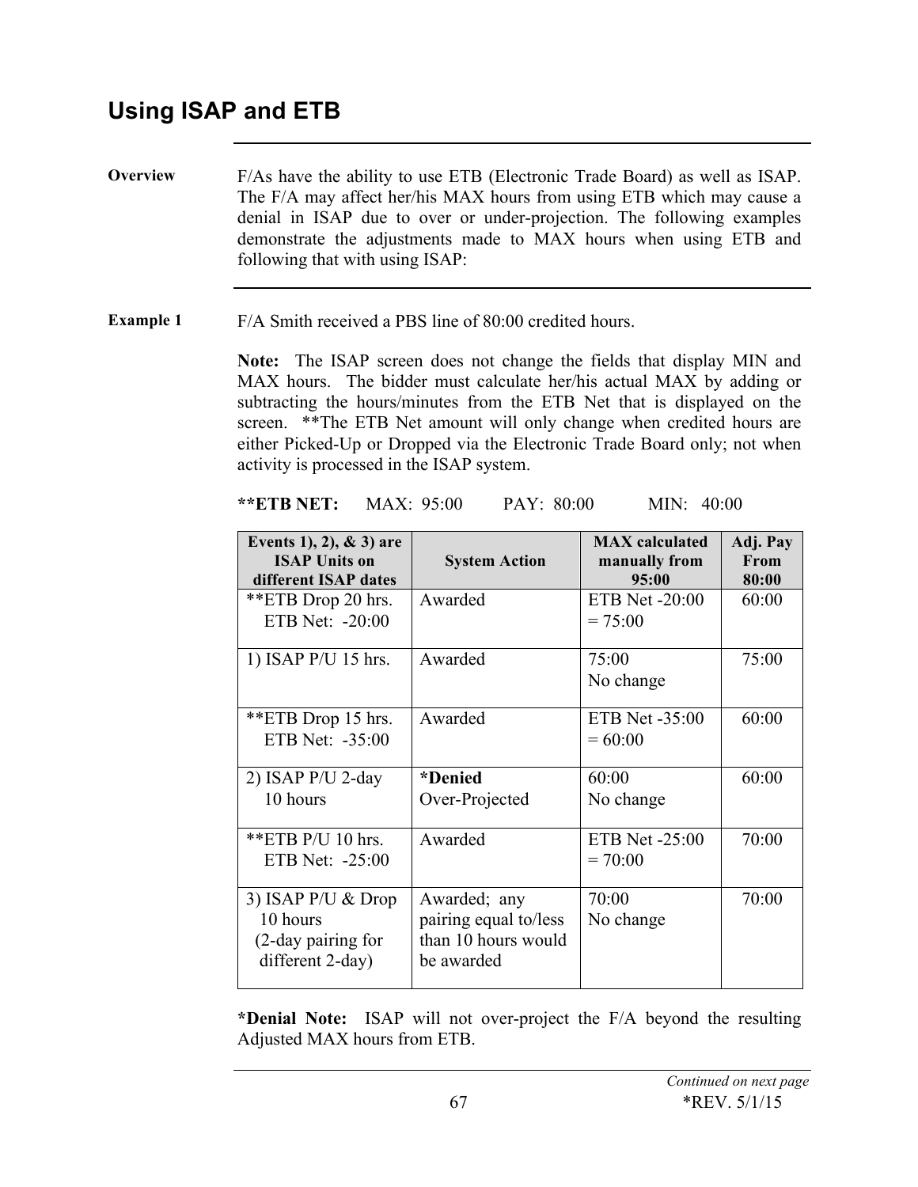## Using ISAP and ETB

**Overview**

F/As have the ability to use ETB (Electronic Trade Board) as well as ISAP. The F/A may affect her/his MAX hours from using ETB which may cause a denial in ISAP due to over or under-projection. The following examples demonstrate the adjustments made to MAX hours when using ETB and following that with using ISAP:

**Example 1**

F/A Smith received a PBS line of 80:00 credited hours.

**Note:** The ISAP screen does not change the fields that display MIN and MAX hours. The bidder must calculate her/his actual MAX by adding or subtracting the hours/minutes from the ETB Net that is displayed on the screen. **The ETB Net amount will only change when credited hours are either Picked-Up or Dropped via the Electronic Trade Board only; not when activity is processed in the ISAP system.

****ETB NET:** MAX: 95:00 PAY: 80:00 MIN: 40:00

| Events 1), 2), & 3) are ISAP Units on different ISAP dates | System Action | MAX calculated manually from 95:00 | Adj. Pay From 80:00 |
|---|---|---|---|
| **ETB Drop 20 hrs. ETB Net: -20:00 | Awarded | ETB Net -20:00 = 75:00 | 60:00 |
| 1) ISAP P/U 15 hrs. | Awarded | 75:00 No change | 75:00 |
| **ETB Drop 15 hrs. ETB Net: -35:00 | Awarded | ETB Net -35:00 = 60:00 | 60:00 |
| 2) ISAP P/U 2-day 10 hours | ***Denied** Over-Projected | 60:00 No change | 60:00 |
| **ETB P/U 10 hrs. ETB Net: -25:00 | Awarded | ETB Net -25:00 = 70:00 | 70:00 |
| 3) ISAP P/U & Drop 10 hours (2-day pairing for different 2-day) | Awarded; any pairing equal to/less than 10 hours would be awarded | 70:00 No change | 70:00 |

***Denial Note:** ISAP will not over-project the F/A beyond the resulting Adjusted MAX hours from ETB.

*Continued on next page*

*REV. 5/1/15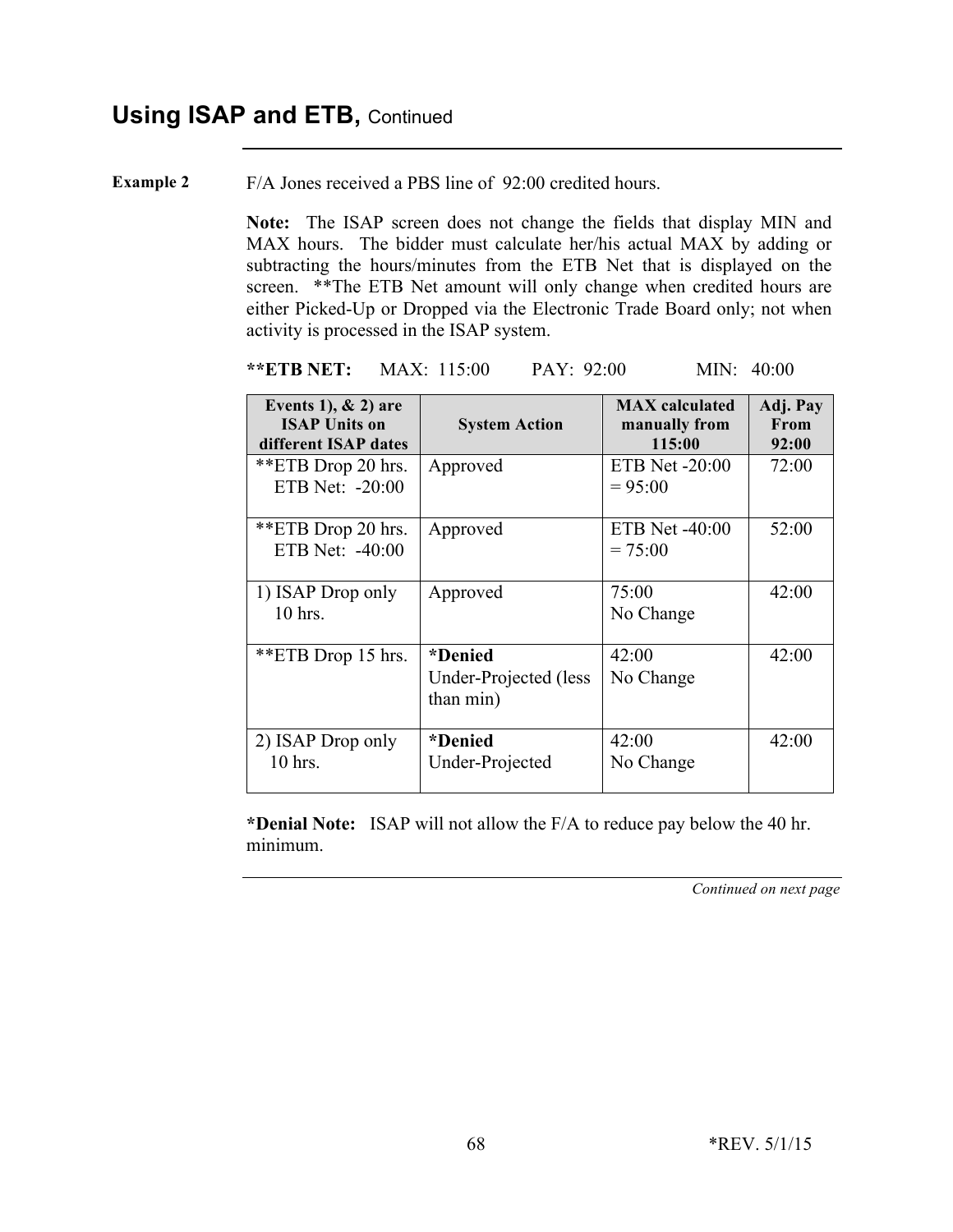## Using ISAP and ETB, Continued

**Example 2**

F/A Jones received a PBS line of 92:00 credited hours.

**Note:** The ISAP screen does not change the fields that display MIN and MAX hours. The bidder must calculate her/his actual MAX by adding or subtracting the hours/minutes from the ETB Net that is displayed on the screen. **The ETB Net amount will only change when credited hours are either Picked-Up or Dropped via the Electronic Trade Board only; not when activity is processed in the ISAP system.

**\*\*ETB NET:** MAX: 115:00 PAY: 92:00 MIN: 40:00

| Events 1), & 2) are ISAP Units on different ISAP dates | System Action | MAX calculated manually from 115:00 | Adj. Pay From 92:00 |
|---|---|---|---|
| **ETB Drop 20 hrs. ETB Net: -20:00 | Approved | ETB Net -20:00 = 95:00 | 72:00 |
| **ETB Drop 20 hrs. ETB Net: -40:00 | Approved | ETB Net -40:00 = 75:00 | 52:00 |
| 1) ISAP Drop only 10 hrs. | Approved | 75:00 No Change | 42:00 |
| **ETB Drop 15 hrs. | **\*Denied** Under-Projected (less than min) | 42:00 No Change | 42:00 |
| 2) ISAP Drop only 10 hrs. | **\*Denied** Under-Projected | 42:00 No Change | 42:00 |

**\*Denial Note:** ISAP will not allow the F/A to reduce pay below the 40 hr. minimum.

*Continued on next page*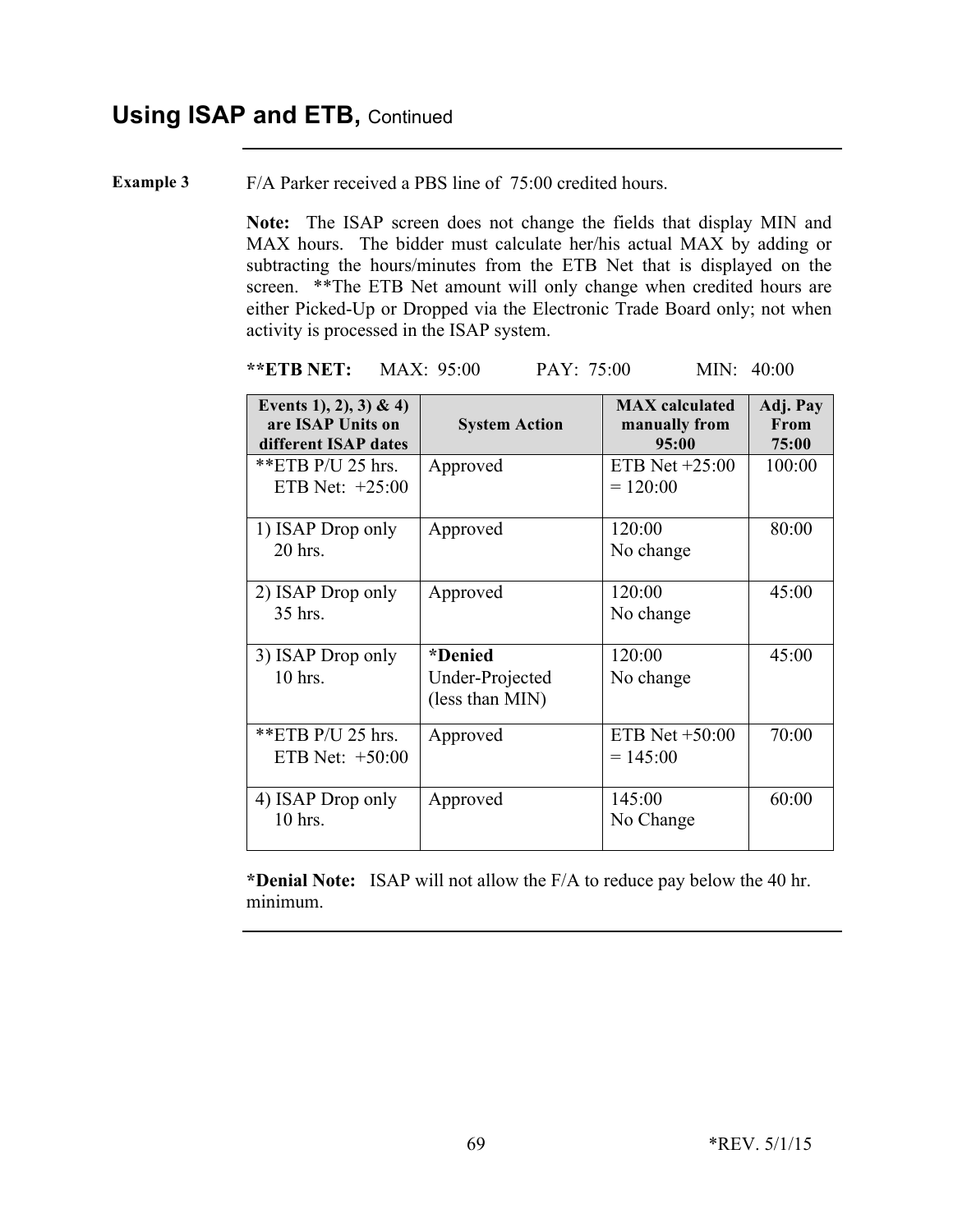## Using ISAP and ETB, Continued

**Example 3**

F/A Parker received a PBS line of 75:00 credited hours.

**Note:** The ISAP screen does not change the fields that display MIN and MAX hours. The bidder must calculate her/his actual MAX by adding or subtracting the hours/minutes from the ETB Net that is displayed on the screen. **The ETB Net amount will only change when credited hours are either Picked-Up or Dropped via the Electronic Trade Board only; not when activity is processed in the ISAP system.

****ETB NET:** MAX: 95:00 PAY: 75:00 MIN: 40:00

| Events 1), 2), 3) & 4) are ISAP Units on different ISAP dates | System Action | MAX calculated manually from 95:00 | Adj. Pay From 75:00 |
|---|---|---|---|
| **ETB P/U 25 hrs. ETB Net: +25:00 | Approved | ETB Net +25:00 = 120:00 | 100:00 |
| 1) ISAP Drop only 20 hrs. | Approved | 120:00 No change | 80:00 |
| 2) ISAP Drop only 35 hrs. | Approved | 120:00 No change | 45:00 |
| 3) ISAP Drop only 10 hrs. | ***Denied** Under-Projected (less than MIN) | 120:00 No change | 45:00 |
| **ETB P/U 25 hrs. ETB Net: +50:00 | Approved | ETB Net +50:00 = 145:00 | 70:00 |
| 4) ISAP Drop only 10 hrs. | Approved | 145:00 No Change | 60:00 |

***Denial Note:** ISAP will not allow the F/A to reduce pay below the 40 hr. minimum.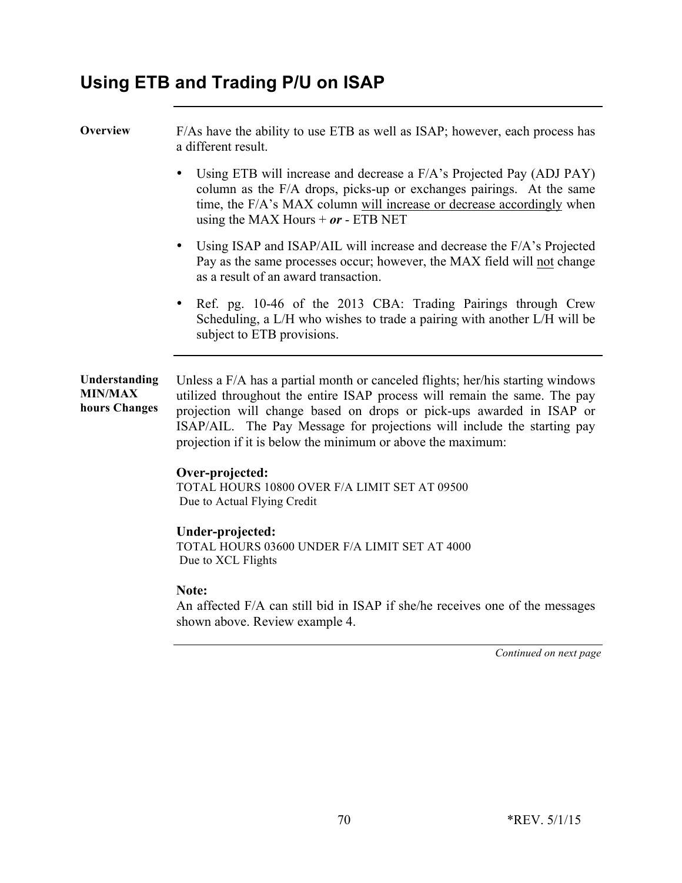# Using ETB and Trading P/U on ISAP

**Overview**

F/As have the ability to use ETB as well as ISAP; however, each process has a different result.

- Using ETB will increase and decrease a F/A's Projected Pay (ADJ PAY) column as the F/A drops, picks-up or exchanges pairings. At the same time, the F/A's MAX column will increase or decrease accordingly when using the MAX Hours + ***or*** - ETB NET
- Using ISAP and ISAP/AIL will increase and decrease the F/A's Projected Pay as the same processes occur; however, the MAX field will not change as a result of an award transaction.
- Ref. pg. 10-46 of the 2013 CBA: Trading Pairings through Crew Scheduling, a L/H who wishes to trade a pairing with another L/H will be subject to ETB provisions.

**Understanding MIN/MAX hours Changes**

Unless a F/A has a partial month or canceled flights; her/his starting windows utilized throughout the entire ISAP process will remain the same. The pay projection will change based on drops or pick-ups awarded in ISAP or ISAP/AIL. The Pay Message for projections will include the starting pay projection if it is below the minimum or above the maximum:

**Over-projected:**
TOTAL HOURS 10800 OVER F/A LIMIT SET AT 09500
Due to Actual Flying Credit

**Under-projected:**
TOTAL HOURS 03600 UNDER F/A LIMIT SET AT 4000
Due to XCL Flights

**Note:**
An affected F/A can still bid in ISAP if she/he receives one of the messages shown above. Review example 4.

*Continued on next page*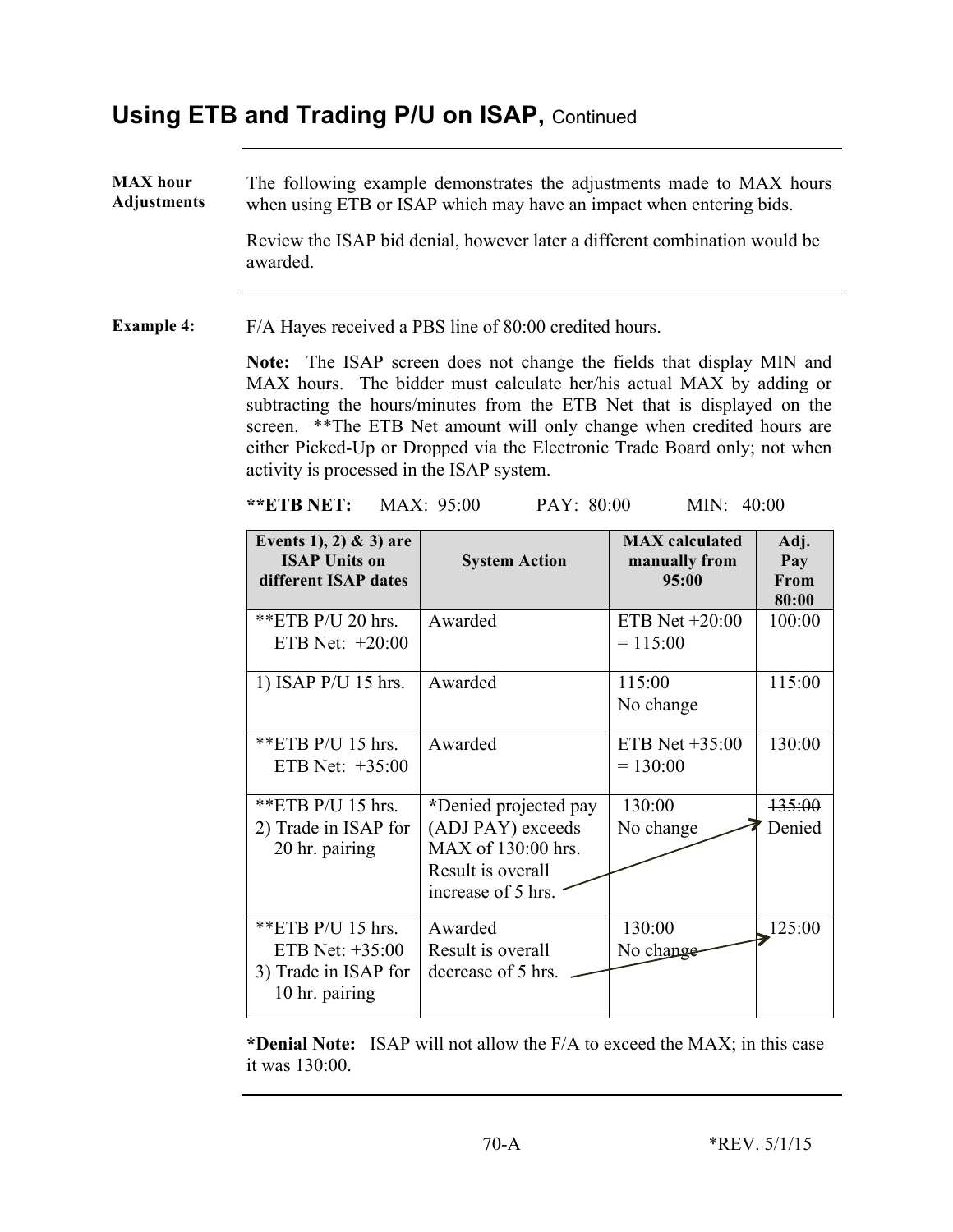## Using ETB and Trading P/U on ISAP, Continued

**MAX hour Adjustments**

The following example demonstrates the adjustments made to MAX hours when using ETB or ISAP which may have an impact when entering bids.

Review the ISAP bid denial, however later a different combination would be awarded.

**Example 4:**

F/A Hayes received a PBS line of 80:00 credited hours.

**Note:** The ISAP screen does not change the fields that display MIN and MAX hours. The bidder must calculate her/his actual MAX by adding or subtracting the hours/minutes from the ETB Net that is displayed on the screen. **The ETB Net amount will only change when credited hours are either Picked-Up or Dropped via the Electronic Trade Board only; not when activity is processed in the ISAP system.

**\*\*ETB NET:** MAX: 95:00 PAY: 80:00 MIN: 40:00

| Events 1), 2) & 3) are ISAP Units on different ISAP dates | System Action | MAX calculated manually from 95:00 | Adj. Pay From 80:00 |
|---|---|---|---|
| **ETB P/U 20 hrs. ETB Net: +20:00 | Awarded | ETB Net +20:00 = 115:00 | 100:00 |
| 1) ISAP P/U 15 hrs. | Awarded | 115:00 No change | 115:00 |
| **ETB P/U 15 hrs. ETB Net: +35:00 | Awarded | ETB Net +35:00 = 130:00 | 130:00 |
| **ETB P/U 15 hrs. 2) Trade in ISAP for 20 hr. pairing | ***Denied projected pay (ADJ PAY) exceeds MAX of 130:00 hrs. Result is overall increase of 5 hrs.** | 130:00 No change | ~~135:00~~ Denied |
| **ETB P/U 15 hrs. ETB Net: +35:00 3) Trade in ISAP for 10 hr. pairing | Awarded Result is overall decrease of 5 hrs. | 130:00 No change | 125:00 |

***Denial Note:** ISAP will not allow the F/A to exceed the MAX; in this case it was 130:00.

*REV. 5/1/15